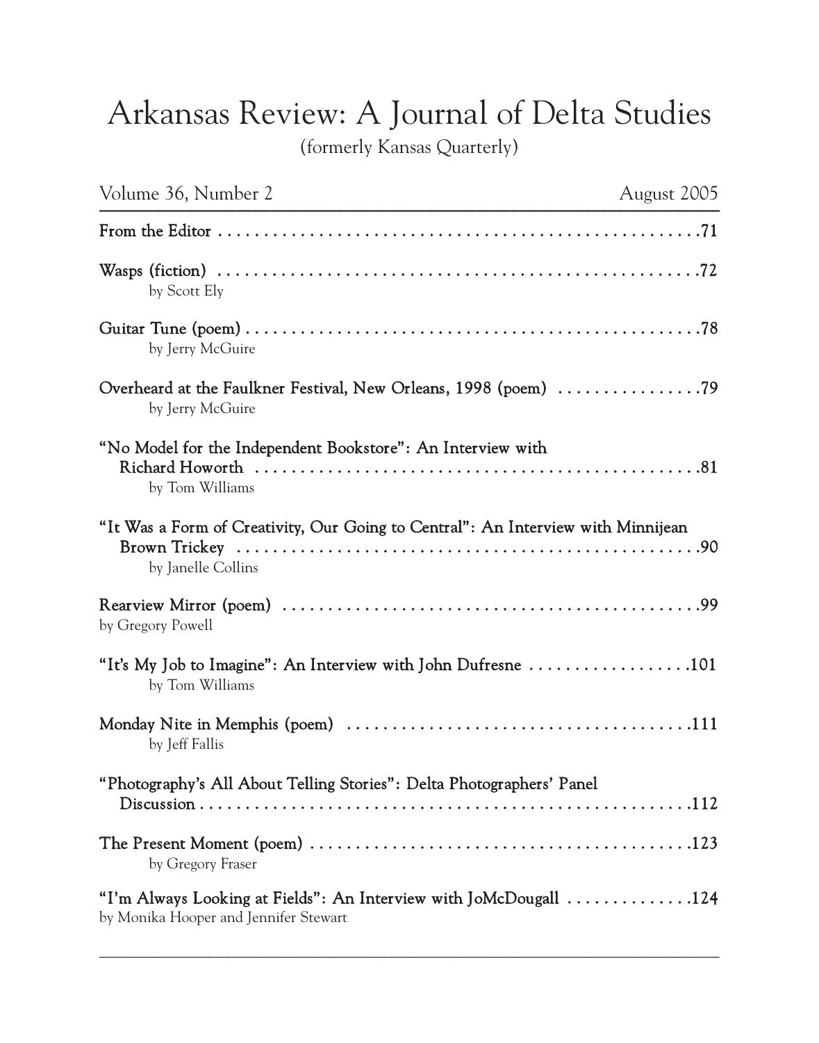# Arkansas Review: A Journal of Delta Studies

(formerly Kansas Quarterly)

Volume 36, Number 2 — August 2005

**From the Editor** . . . . . . . . . . . . . . . . . . . . . . . . . . . . . . . . . . . . . . . . . . . . . . . . . . . . 71

**Wasps (fiction)** . . . . . . . . . . . . . . . . . . . . . . . . . . . . . . . . . . . . . . . . . . . . . . . . . . . . 72
by Scott Ely

**Guitar Tune (poem)** . . . . . . . . . . . . . . . . . . . . . . . . . . . . . . . . . . . . . . . . . . . . . . . . . 78
by Jerry McGuire

**Overheard at the Faulkner Festival, New Orleans, 1998 (poem)** . . . . . . . . . . . . . . . . 79
by Jerry McGuire

**"No Model for the Independent Bookstore": An Interview with Richard Howorth** . . . . . . . . . . . . . . . . . . . . . . . . . . . . . . . . . . . . . . . . . . . . . . . . 81
by Tom Williams

**"It Was a Form of Creativity, Our Going to Central": An Interview with Minnijean Brown Trickey** . . . . . . . . . . . . . . . . . . . . . . . . . . . . . . . . . . . . . . . . . . . . . . . . . . . 90
by Janelle Collins

**Rearview Mirror (poem)** . . . . . . . . . . . . . . . . . . . . . . . . . . . . . . . . . . . . . . . . . . . . . . 99
by Gregory Powell

**"It's My Job to Imagine": An Interview with John Dufresne** . . . . . . . . . . . . . . . . . . 101
by Tom Williams

**Monday Nite in Memphis (poem)** . . . . . . . . . . . . . . . . . . . . . . . . . . . . . . . . . . . . . . 111
by Jeff Fallis

**"Photography's All About Telling Stories": Delta Photographers' Panel Discussion** . . . . . . . . . . . . . . . . . . . . . . . . . . . . . . . . . . . . . . . . . . . . . . . . . . . . . . 112

**The Present Moment (poem)** . . . . . . . . . . . . . . . . . . . . . . . . . . . . . . . . . . . . . . . . . . 123
by Gregory Fraser

**"I'm Always Looking at Fields": An Interview with JoMcDougall** . . . . . . . . . . . . . . 124
by Monika Hooper and Jennifer Stewart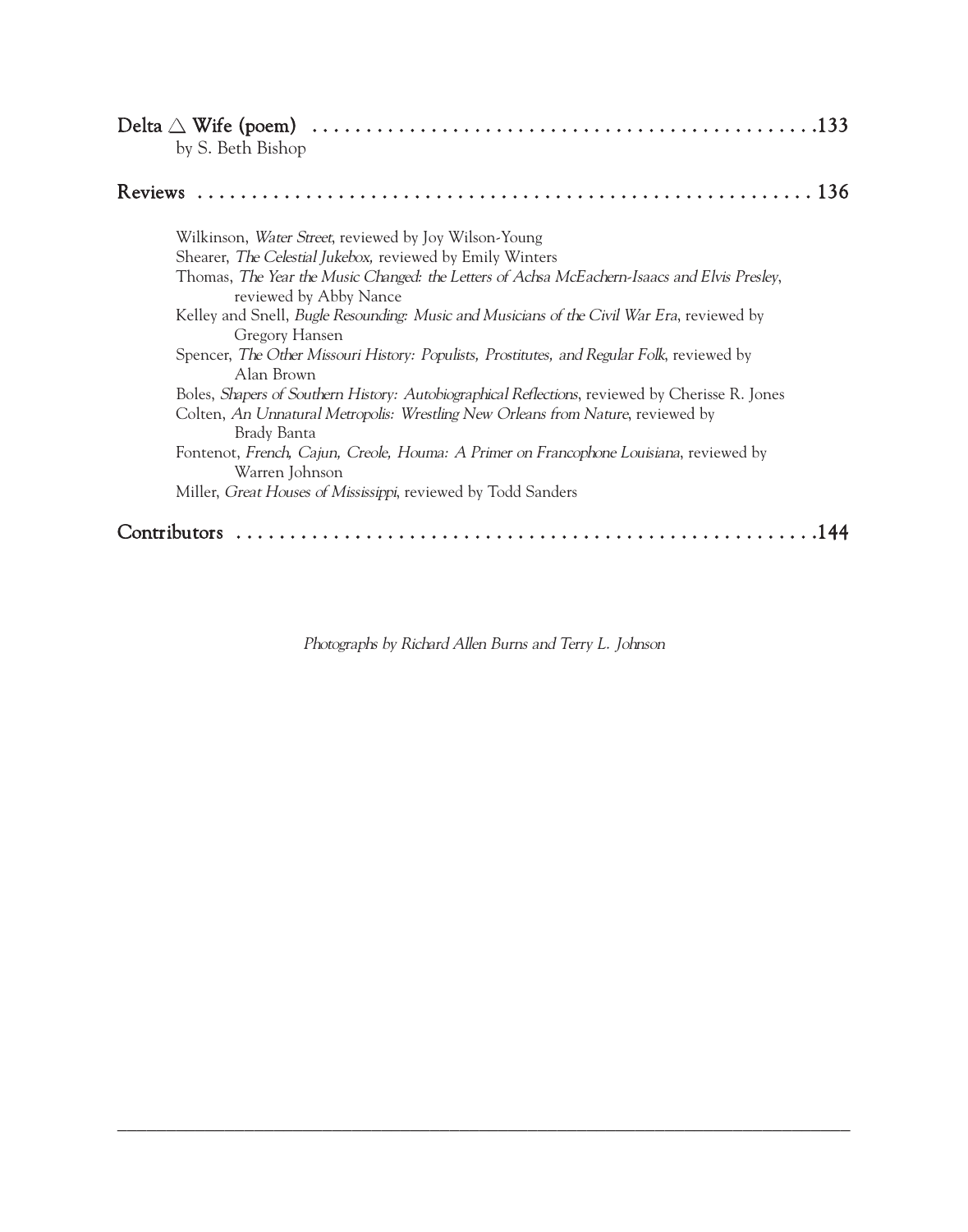**Delta △ Wife (poem)** . . . . . . . . . . . . . . . . . . . . . . . . . . . . . . . . . . . . . . . . . . . . . .133
by S. Beth Bishop

**Reviews** . . . . . . . . . . . . . . . . . . . . . . . . . . . . . . . . . . . . . . . . . . . . . . . . . . . . . . . . 136

Wilkinson, *Water Street*, reviewed by Joy Wilson-Young
Shearer, *The Celestial Jukebox,* reviewed by Emily Winters
Thomas, *The Year the Music Changed: the Letters of Achsa McEachern-Isaacs and Elvis Presley*, reviewed by Abby Nance
Kelley and Snell, *Bugle Resounding: Music and Musicians of the Civil War Era*, reviewed by Gregory Hansen
Spencer, *The Other Missouri History: Populists, Prostitutes, and Regular Folk*, reviewed by Alan Brown
Boles, *Shapers of Southern History: Autobiographical Reflections*, reviewed by Cherisse R. Jones
Colten, *An Unnatural Metropolis: Wrestling New Orleans from Nature*, reviewed by Brady Banta
Fontenot, *French, Cajun, Creole, Houma: A Primer on Francophone Louisiana*, reviewed by Warren Johnson
Miller, *Great Houses of Mississippi*, reviewed by Todd Sanders

**Contributors** . . . . . . . . . . . . . . . . . . . . . . . . . . . . . . . . . . . . . . . . . . . . . . . . . . . . .144

*Photographs by Richard Allen Burns and Terry L. Johnson*